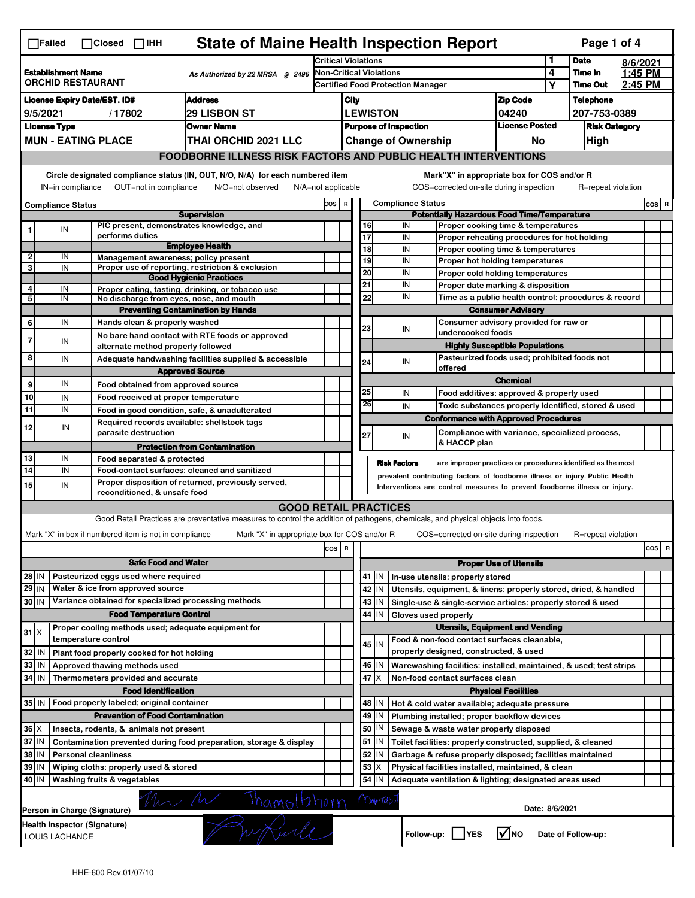# State of Maine Health Inspection Report

☐Failed ☐Closed ☐IHH

| | | | |
|---|---|---|---|
| **Establishment Name** ORCHID RESTAURANT | As Authorized by 22 MRSA § 2496 | Critical Violations: 1 | **Date** 8/6/2021 |
| | | Non-Critical Violations: 4 | **Time In** 1:45 PM |
| | | Certified Food Protection Manager: Y | **Time Out** 2:45 PM |

| License Expiry Date/EST. ID# | Address | City | Zip Code | Telephone |
|---|---|---|---|---|
| 9/5/2021 / 17802 | 29 LISBON ST | LEWISTON | 04240 | 207-753-0389 |

| License Type | Owner Name | Purpose of Inspection | License Posted | Risk Category |
|---|---|---|---|---|
| MUN - EATING PLACE | THAI ORCHID 2021 LLC | Change of Ownership | No | High |

## FOODBORNE ILLNESS RISK FACTORS AND PUBLIC HEALTH INTERVENTIONS

Circle designated compliance status (IN, OUT, N/O, N/A) for each numbered item. IN=in compliance OUT=not in compliance N/O=not observed N/A=not applicable

Mark "X" in appropriate box for COS and/or R. COS=corrected on-site during inspection R=repeat violation

| # | Compliance Status | Item | COS | R |
|---|---|---|---|---|
| | | **Supervision** | | |
| 1 | IN | PIC present, demonstrates knowledge, and performs duties | | |
| | | **Employee Health** | | |
| 2 | IN | Management awareness; policy present | | |
| 3 | IN | Proper use of reporting, restriction & exclusion | | |
| | | **Good Hygienic Practices** | | |
| 4 | IN | Proper eating, tasting, drinking, or tobacco use | | |
| 5 | IN | No discharge from eyes, nose, and mouth | | |
| | | **Preventing Contamination by Hands** | | |
| 6 | IN | Hands clean & properly washed | | |
| 7 | IN | No bare hand contact with RTE foods or approved alternate method properly followed | | |
| 8 | IN | Adequate handwashing facilities supplied & accessible | | |
| | | **Approved Source** | | |
| 9 | IN | Food obtained from approved source | | |
| 10 | IN | Food received at proper temperature | | |
| 11 | IN | Food in good condition, safe, & unadulterated | | |
| 12 | IN | Required records available: shellstock tags parasite destruction | | |
| | | **Protection from Contamination** | | |
| 13 | IN | Food separated & protected | | |
| 14 | IN | Food-contact surfaces: cleaned and sanitized | | |
| 15 | IN | Proper disposition of returned, previously served, reconditioned, & unsafe food | | |
| | | **Potentially Hazardous Food Time/Temperature** | | |
| 16 | IN | Proper cooking time & temperatures | | |
| 17 | IN | Proper reheating procedures for hot holding | | |
| 18 | IN | Proper cooling time & temperatures | | |
| 19 | IN | Proper hot holding temperatures | | |
| 20 | IN | Proper cold holding temperatures | | |
| 21 | IN | Proper date marking & disposition | | |
| 22 | IN | Time as a public health control: procedures & record | | |
| | | **Consumer Advisory** | | |
| 23 | IN | Consumer advisory provided for raw or undercooked foods | | |
| | | **Highly Susceptible Populations** | | |
| 24 | IN | Pasteurized foods used; prohibited foods not offered | | |
| | | **Chemical** | | |
| 25 | IN | Food additives: approved & properly used | | |
| 26 | IN | Toxic substances properly identified, stored & used | | |
| | | **Conformance with Approved Procedures** | | |
| 27 | IN | Compliance with variance, specialized process, & HACCP plan | | |

**Risk Factors** are improper practices or procedures identified as the most prevalent contributing factors of foodborne illness or injury. Public Health Interventions are control measures to prevent foodborne illness or injury.

## GOOD RETAIL PRACTICES

Good Retail Practices are preventative measures to control the addition of pathogens, chemicals, and physical objects into foods.

Mark "X" in box if numbered item is not in compliance. Mark "X" in appropriate box for COS and/or R. COS=corrected on-site during inspection R=repeat violation

| # | Status | Item | COS | R |
|---|---|---|---|---|
| | | **Safe Food and Water** | | |
| 28 | IN | Pasteurized eggs used where required | | |
| 29 | IN | Water & ice from approved source | | |
| 30 | IN | Variance obtained for specialized processing methods | | |
| | | **Food Temperature Control** | | |
| 31 | X | Proper cooling methods used; adequate equipment for temperature control | | |
| 32 | IN | Plant food properly cooked for hot holding | | |
| 33 | IN | Approved thawing methods used | | |
| 34 | IN | Thermometers provided and accurate | | |
| | | **Food Identification** | | |
| 35 | IN | Food properly labeled; original container | | |
| | | **Prevention of Food Contamination** | | |
| 36 | X | Insects, rodents, & animals not present | | |
| 37 | IN | Contamination prevented during food preparation, storage & display | | |
| 38 | IN | Personal cleanliness | | |
| 39 | IN | Wiping cloths: properly used & stored | | |
| 40 | IN | Washing fruits & vegetables | | |
| | | **Proper Use of Utensils** | | |
| 41 | IN | In-use utensils: properly stored | | |
| 42 | IN | Utensils, equipment, & linens: properly stored, dried, & handled | | |
| 43 | IN | Single-use & single-service articles: properly stored & used | | |
| 44 | IN | Gloves used properly | | |
| | | **Utensils, Equipment and Vending** | | |
| 45 | IN | Food & non-food contact surfaces cleanable, properly designed, constructed, & used | | |
| 46 | IN | Warewashing facilities: installed, maintained, & used; test strips | | |
| 47 | X | Non-food contact surfaces clean | | |
| | | **Physical Facilities** | | |
| 48 | IN | Hot & cold water available; adequate pressure | | |
| 49 | IN | Plumbing installed; proper backflow devices | | |
| 50 | IN | Sewage & waste water properly disposed | | |
| 51 | IN | Toilet facilities: properly constructed, supplied, & cleaned | | |
| 52 | IN | Garbage & refuse properly disposed; facilities maintained | | |
| 53 | X | Physical facilities installed, maintained, & clean | | |
| 54 | IN | Adequate ventilation & lighting; designated areas used | | |

Person in Charge (Signature): Thamolthorn Mantasut    Date: 8/6/2021

Health Inspector (Signature): LOUIS LACHANCE

Follow-up: ☐ YES ☑ NO    Date of Follow-up:

HHE-600 Rev.01/07/10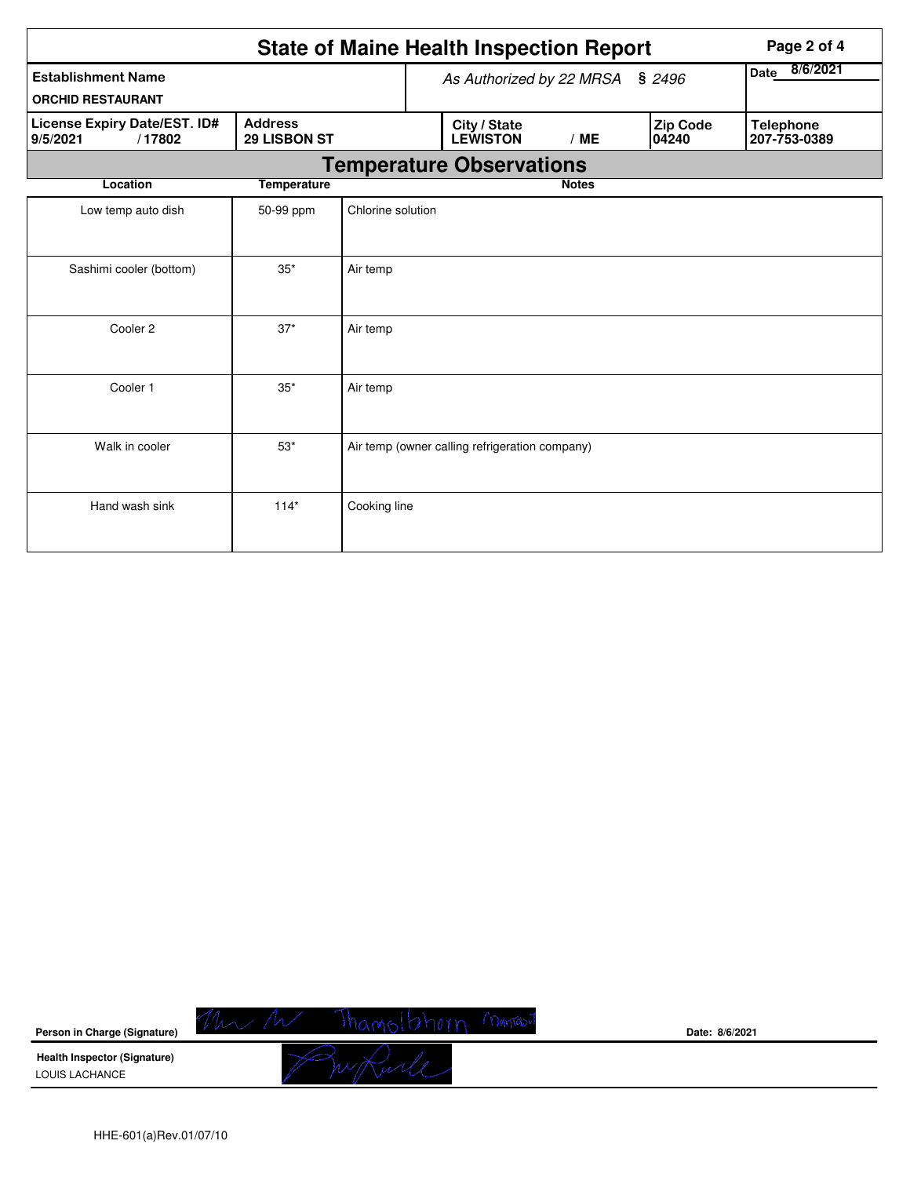# State of Maine Health Inspection Report

| Establishment Name | As Authorized by 22 MRSA § 2496 | | | Date 8/6/2021 |
|---|---|---|---|---|
| ORCHID RESTAURANT | | | | |
| **License Expiry Date/EST. ID#** 9/5/2021 / 17802 | **Address** 29 LISBON ST | **City / State** LEWISTON / ME | **Zip Code** 04240 | **Telephone** 207-753-0389 |

## Temperature Observations

| Location | Temperature | Notes |
|---|---|---|
| Low temp auto dish | 50-99 ppm | Chlorine solution |
| Sashimi cooler (bottom) | 35* | Air temp |
| Cooler 2 | 37* | Air temp |
| Cooler 1 | 35* | Air temp |
| Walk in cooler | 53* | Air temp (owner calling refrigeration company) |
| Hand wash sink | 114* | Cooking line |

**Person in Charge (Signature)** Thamolthorn Montasut  Date: 8/6/2021

**Health Inspector (Signature)**
LOUIS LACHANCE

HHE-601(a)Rev.01/07/10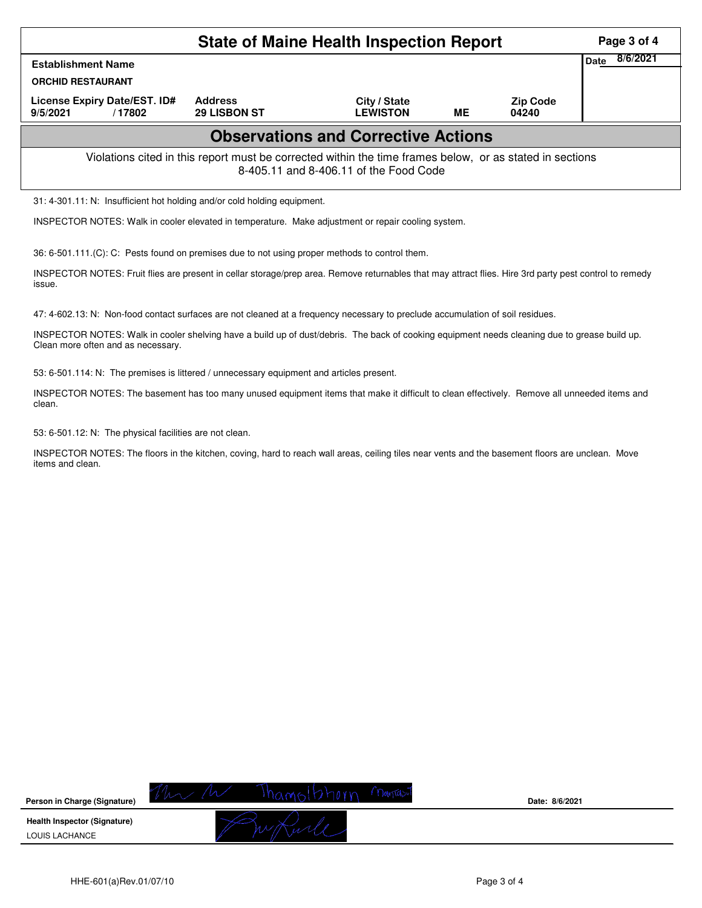# State of Maine Health Inspection Report

| Establishment Name | | | | | Date 8/6/2021 |
|---|---|---|---|---|---|
| **ORCHID RESTAURANT** | | | | | |
| **License Expiry Date/EST. ID#** | **Address** | **City / State** | | **Zip Code** | |
| 9/5/2021 / 17802 | 29 LISBON ST | LEWISTON | ME | 04240 | |

## Observations and Corrective Actions

Violations cited in this report must be corrected within the time frames below, or as stated in sections 8-405.11 and 8-406.11 of the Food Code

31: 4-301.11: N: Insufficient hot holding and/or cold holding equipment.

INSPECTOR NOTES: Walk in cooler elevated in temperature. Make adjustment or repair cooling system.

36: 6-501.111.(C): C: Pests found on premises due to not using proper methods to control them.

INSPECTOR NOTES: Fruit flies are present in cellar storage/prep area. Remove returnables that may attract flies. Hire 3rd party pest control to remedy issue.

47: 4-602.13: N: Non-food contact surfaces are not cleaned at a frequency necessary to preclude accumulation of soil residues.

INSPECTOR NOTES: Walk in cooler shelving have a build up of dust/debris. The back of cooking equipment needs cleaning due to grease build up. Clean more often and as necessary.

53: 6-501.114: N: The premises is littered / unnecessary equipment and articles present.

INSPECTOR NOTES: The basement has too many unused equipment items that make it difficult to clean effectively. Remove all unneeded items and clean.

53: 6-501.12: N: The physical facilities are not clean.

INSPECTOR NOTES: The floors in the kitchen, coving, hard to reach wall areas, ceiling tiles near vents and the basement floors are unclean. Move items and clean.

**Person in Charge (Signature)** Thamoitbhorn **Date: 8/6/2021**

**Health Inspector (Signature)**
LOUIS LACHANCE

HHE-601(a)Rev.01/07/10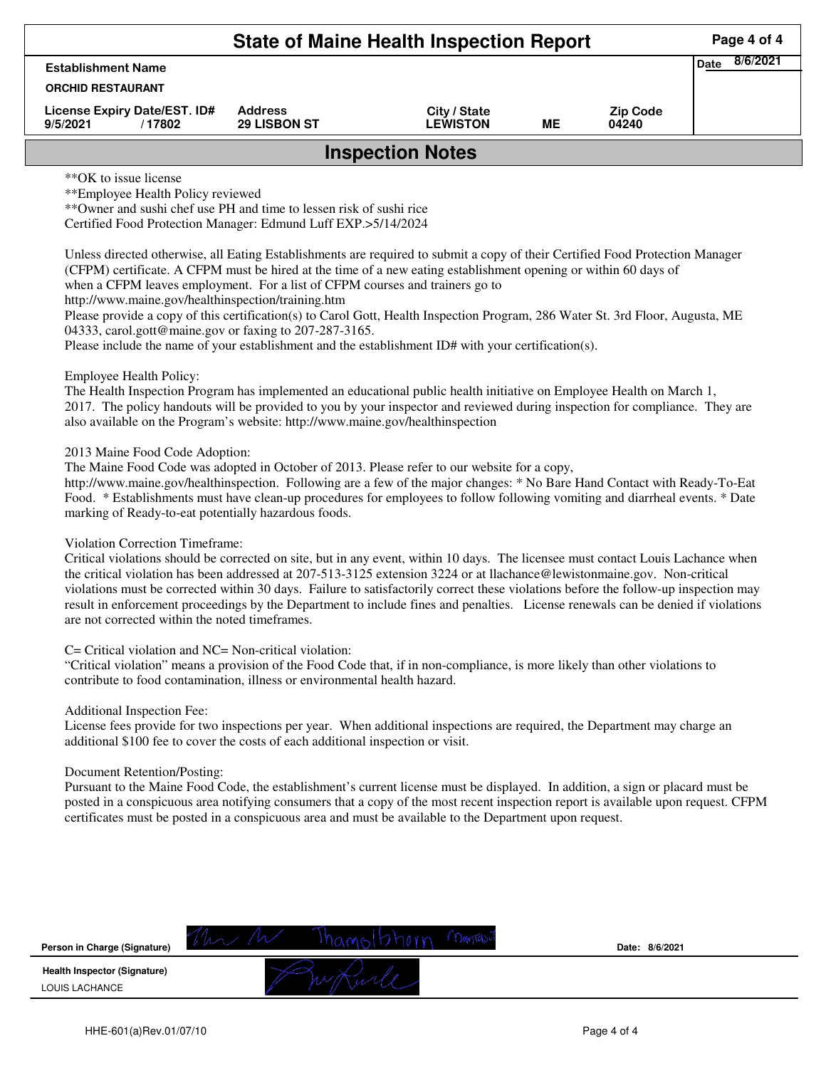# State of Maine Health Inspection Report

| Establishment Name | | | | | Date 8/6/2021 |
|---|---|---|---|---|---|
| ORCHID RESTAURANT | | | | | |
| License Expiry Date/EST. ID# | Address | City / State | | Zip Code | |
| 9/5/2021 / 17802 | 29 LISBON ST | LEWISTON | ME | 04240 | |

## Inspection Notes

**OK to issue license
**Employee Health Policy reviewed
**Owner and sushi chef use PH and time to lessen risk of sushi rice
Certified Food Protection Manager: Edmund Luff EXP.>5/14/2024

Unless directed otherwise, all Eating Establishments are required to submit a copy of their Certified Food Protection Manager (CFPM) certificate. A CFPM must be hired at the time of a new eating establishment opening or within 60 days of when a CFPM leaves employment. For a list of CFPM courses and trainers go to http://www.maine.gov/healthinspection/training.htm
Please provide a copy of this certification(s) to Carol Gott, Health Inspection Program, 286 Water St. 3rd Floor, Augusta, ME 04333, carol.gott@maine.gov or faxing to 207-287-3165.
Please include the name of your establishment and the establishment ID# with your certification(s).

Employee Health Policy:
The Health Inspection Program has implemented an educational public health initiative on Employee Health on March 1, 2017. The policy handouts will be provided to you by your inspector and reviewed during inspection for compliance. They are also available on the Program's website: http://www.maine.gov/healthinspection

2013 Maine Food Code Adoption:
The Maine Food Code was adopted in October of 2013. Please refer to our website for a copy, http://www.maine.gov/healthinspection. Following are a few of the major changes: * No Bare Hand Contact with Ready-To-Eat Food. * Establishments must have clean-up procedures for employees to follow following vomiting and diarrheal events. * Date marking of Ready-to-eat potentially hazardous foods.

Violation Correction Timeframe:
Critical violations should be corrected on site, but in any event, within 10 days. The licensee must contact Louis Lachance when the critical violation has been addressed at 207-513-3125 extension 3224 or at llachance@lewistonmaine.gov. Non-critical violations must be corrected within 30 days. Failure to satisfactorily correct these violations before the follow-up inspection may result in enforcement proceedings by the Department to include fines and penalties. License renewals can be denied if violations are not corrected within the noted timeframes.

C= Critical violation and NC= Non-critical violation:
"Critical violation" means a provision of the Food Code that, if in non-compliance, is more likely than other violations to contribute to food contamination, illness or environmental health hazard.

Additional Inspection Fee:
License fees provide for two inspections per year. When additional inspections are required, the Department may charge an additional $100 fee to cover the costs of each additional inspection or visit.

Document Retention/Posting:
Pursuant to the Maine Food Code, the establishment's current license must be displayed. In addition, a sign or placard must be posted in a conspicuous area notifying consumers that a copy of the most recent inspection report is available upon request. CFPM certificates must be posted in a conspicuous area and must be available to the Department upon request.

**Person in Charge (Signature)** Thamolbhorn (signature) **Date:** 8/6/2021

**Health Inspector (Signature)** (signature)
LOUIS LACHANCE

HHE-601(a)Rev.01/07/10